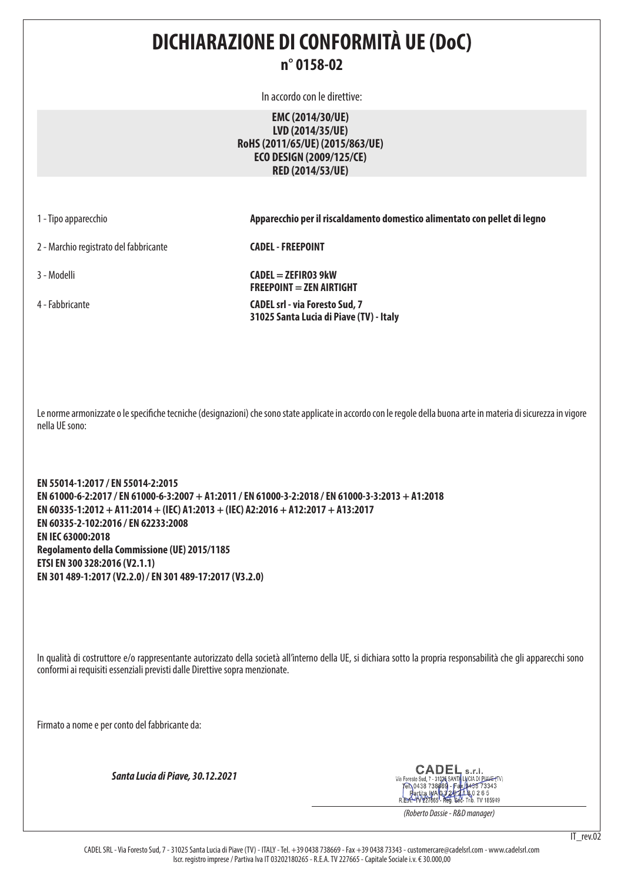# DICHIARAZIONE DI CONFORMITÀ UE (DoC)

## n° 0158-02

In accordo con le direttive:

**EMC (2014/30/UE)**
**LVD (2014/35/UE)**
**RoHS (2011/65/UE) (2015/863/UE)**
**ECO DESIGN (2009/125/CE)**
**RED (2014/53/UE)**

| | |
|---|---|
| 1 - Tipo apparecchio | **Apparecchio per il riscaldamento domestico alimentato con pellet di legno** |
| 2 - Marchio registrato del fabbricante | **CADEL - FREEPOINT** |
| 3 - Modelli | **CADEL = ZEFIRO3 9kW**<br>**FREEPOINT = ZEN AIRTIGHT** |
| 4 - Fabbricante | **CADEL srl - via Foresto Sud, 7**<br>**31025 Santa Lucia di Piave (TV) - Italy** |

Le norme armonizzate o le specifiche tecniche (designazioni) che sono state applicate in accordo con le regole della buona arte in materia di sicurezza in vigore nella UE sono:

**EN 55014-1:2017 / EN 55014-2:2015**
**EN 61000-6-2:2017 / EN 61000-6-3:2007 + A1:2011 / EN 61000-3-2:2018 / EN 61000-3-3:2013 + A1:2018**
**EN 60335-1:2012 + A11:2014 + (IEC) A1:2013 + (IEC) A2:2016 + A12:2017 + A13:2017**
**EN 60335-2-102:2016 / EN 62233:2008**
**EN IEC 63000:2018**
**Regolamento della Commissione (UE) 2015/1185**
**ETSI EN 300 328:2016 (V2.1.1)**
**EN 301 489-1:2017 (V2.2.0) / EN 301 489-17:2017 (V3.2.0)**

In qualità di costruttore e/o rappresentante autorizzato della società all'interno della UE, si dichiara sotto la propria responsabilità che gli apparecchi sono conformi ai requisiti essenziali previsti dalle Direttive sopra menzionate.

Firmato a nome e per conto del fabbricante da:

***Santa Lucia di Piave, 30.12.2021***

CADEL s.r.l.
Via Foresto Sud, 7 - 31025 SANTA LUCIA DI PIAVE (TV)
Tel. 0438 738669 - Fax 0438 73343
Partita IVA 03202180265
R.E.A. TV 227665 - Reg. Soc. Trib. TV 185949

*(Roberto Dassie - R&D manager)*

IT_rev.02

CADEL SRL - Via Foresto Sud, 7 - 31025 Santa Lucia di Piave (TV) - ITALY - Tel. +39 0438 738669 - Fax +39 0438 73343 - customercare@cadelsrl.com - www.cadelsrl.com
Iscr. registro imprese / Partiva Iva IT 03202180265 - R.E.A. TV 227665 - Capitale Sociale i.v. € 30.000,00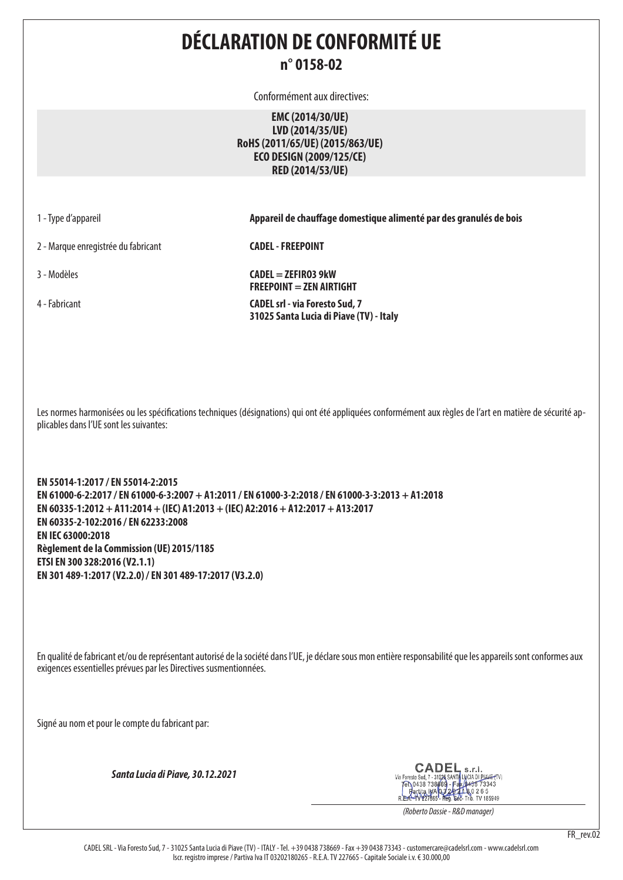# DÉCLARATION DE CONFORMITÉ UE

## n° 0158-02

Conformément aux directives:

**EMC (2014/30/UE)**
**LVD (2014/35/UE)**
**RoHS (2011/65/UE) (2015/863/UE)**
**ECO DESIGN (2009/125/CE)**
**RED (2014/53/UE)**

| | |
|---|---|
| 1 - Type d'appareil | **Appareil de chauffage domestique alimenté par des granulés de bois** |
| 2 - Marque enregistrée du fabricant | **CADEL - FREEPOINT** |
| 3 - Modèles | **CADEL = ZEFIRO3 9kW**<br>**FREEPOINT = ZEN AIRTIGHT** |
| 4 - Fabricant | **CADEL srl - via Foresto Sud, 7**<br>**31025 Santa Lucia di Piave (TV) - Italy** |

Les normes harmonisées ou les spécifications techniques (désignations) qui ont été appliquées conformément aux règles de l'art en matière de sécurité applicables dans l'UE sont les suivantes:

**EN 55014-1:2017 / EN 55014-2:2015**
**EN 61000-6-2:2017 / EN 61000-6-3:2007 + A1:2011 / EN 61000-3-2:2018 / EN 61000-3-3:2013 + A1:2018**
**EN 60335-1:2012 + A11:2014 + (IEC) A1:2013 + (IEC) A2:2016 + A12:2017 + A13:2017**
**EN 60335-2-102:2016 / EN 62233:2008**
**EN IEC 63000:2018**
**Règlement de la Commission (UE) 2015/1185**
**ETSI EN 300 328:2016 (V2.1.1)**
**EN 301 489-1:2017 (V2.2.0) / EN 301 489-17:2017 (V3.2.0)**

En qualité de fabricant et/ou de représentant autorisé de la société dans l'UE, je déclare sous mon entière responsabilité que les appareils sont conformes aux exigences essentielles prévues par les Directives susmentionnées.

Signé au nom et pour le compte du fabricant par:

***Santa Lucia di Piave, 30.12.2021***

CADEL s.r.l.
Via Foresto Sud, 7 - 31025 SANTA LUCIA DI PIAVE (TV)
Tel. 0438 738669 - Fax 0438 73343
Partita IVA 03202180265
R.E.A. TV 227665 - Reg. Soc. Trib. TV 185949

*(Roberto Dassie - R&D manager)*

FR_rev.02

CADEL SRL - Via Foresto Sud, 7 - 31025 Santa Lucia di Piave (TV) - ITALY - Tel. +39 0438 738669 - Fax +39 0438 73343 - customercare@cadelsrl.com - www.cadelsrl.com
Iscr. registro imprese / Partiva Iva IT 03202180265 - R.E.A. TV 227665 - Capitale Sociale i.v. € 30.000,00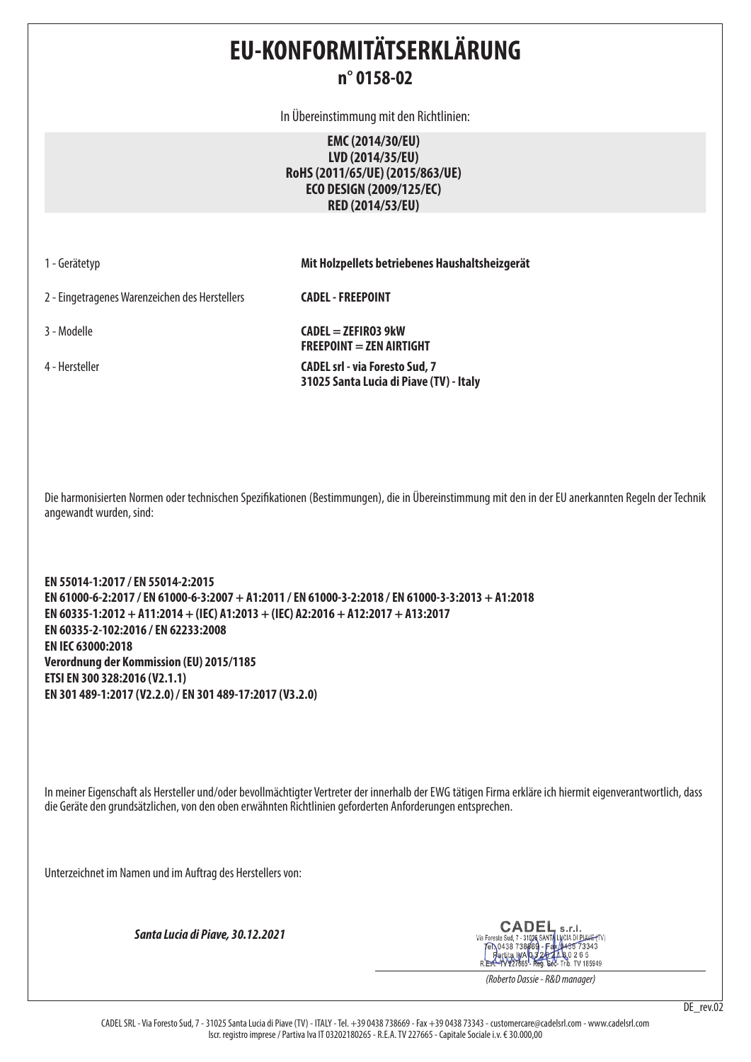# EU-KONFORMITÄTSERKLÄRUNG

## n° 0158-02

In Übereinstimmung mit den Richtlinien:

**EMC (2014/30/EU)**
**LVD (2014/35/EU)**
**RoHS (2011/65/UE) (2015/863/UE)**
**ECO DESIGN (2009/125/EC)**
**RED (2014/53/EU)**

| | |
|---|---|
| 1 - Gerätetyp | **Mit Holzpellets betriebenes Haushaltsheizgerät** |
| 2 - Eingetragenes Warenzeichen des Herstellers | **CADEL - FREEPOINT** |
| 3 - Modelle | **CADEL = ZEFIRO3 9kW**<br>**FREEPOINT = ZEN AIRTIGHT** |
| 4 - Hersteller | **CADEL srl - via Foresto Sud, 7**<br>**31025 Santa Lucia di Piave (TV) - Italy** |

Die harmonisierten Normen oder technischen Spezifikationen (Bestimmungen), die in Übereinstimmung mit den in der EU anerkannten Regeln der Technik angewandt wurden, sind:

**EN 55014-1:2017 / EN 55014-2:2015**
**EN 61000-6-2:2017 / EN 61000-6-3:2007 + A1:2011 / EN 61000-3-2:2018 / EN 61000-3-3:2013 + A1:2018**
**EN 60335-1:2012 + A11:2014 + (IEC) A1:2013 + (IEC) A2:2016 + A12:2017 + A13:2017**
**EN 60335-2-102:2016 / EN 62233:2008**
**EN IEC 63000:2018**
**Verordnung der Kommission (EU) 2015/1185**
**ETSI EN 300 328:2016 (V2.1.1)**
**EN 301 489-1:2017 (V2.2.0) / EN 301 489-17:2017 (V3.2.0)**

In meiner Eigenschaft als Hersteller und/oder bevollmächtigter Vertreter der innerhalb der EWG tätigen Firma erkläre ich hiermit eigenverantwortlich, dass die Geräte den grundsätzlichen, von den oben erwähnten Richtlinien geforderten Anforderungen entsprechen.

Unterzeichnet im Namen und im Auftrag des Herstellers von:

***Santa Lucia di Piave, 30.12.2021***

CADEL s.r.l.
Via Foresto Sud, 7 - 31025 SANTA LUCIA DI PIAVE (TV)
Tel. 0438 738669 - Fax 0438 73343
Partita IVA 03202180265
R.E.A. TV 227665 - Reg. Soc. Trib. TV 185949

*(Roberto Dassie - R&D manager)*

DE_rev.02

CADEL SRL - Via Foresto Sud, 7 - 31025 Santa Lucia di Piave (TV) - ITALY - Tel. +39 0438 738669 - Fax +39 0438 73343 - customercare@cadelsrl.com - www.cadelsrl.com
Iscr. registro imprese / Partiva Iva IT 03202180265 - R.E.A. TV 227665 - Capitale Sociale i.v. € 30.000,00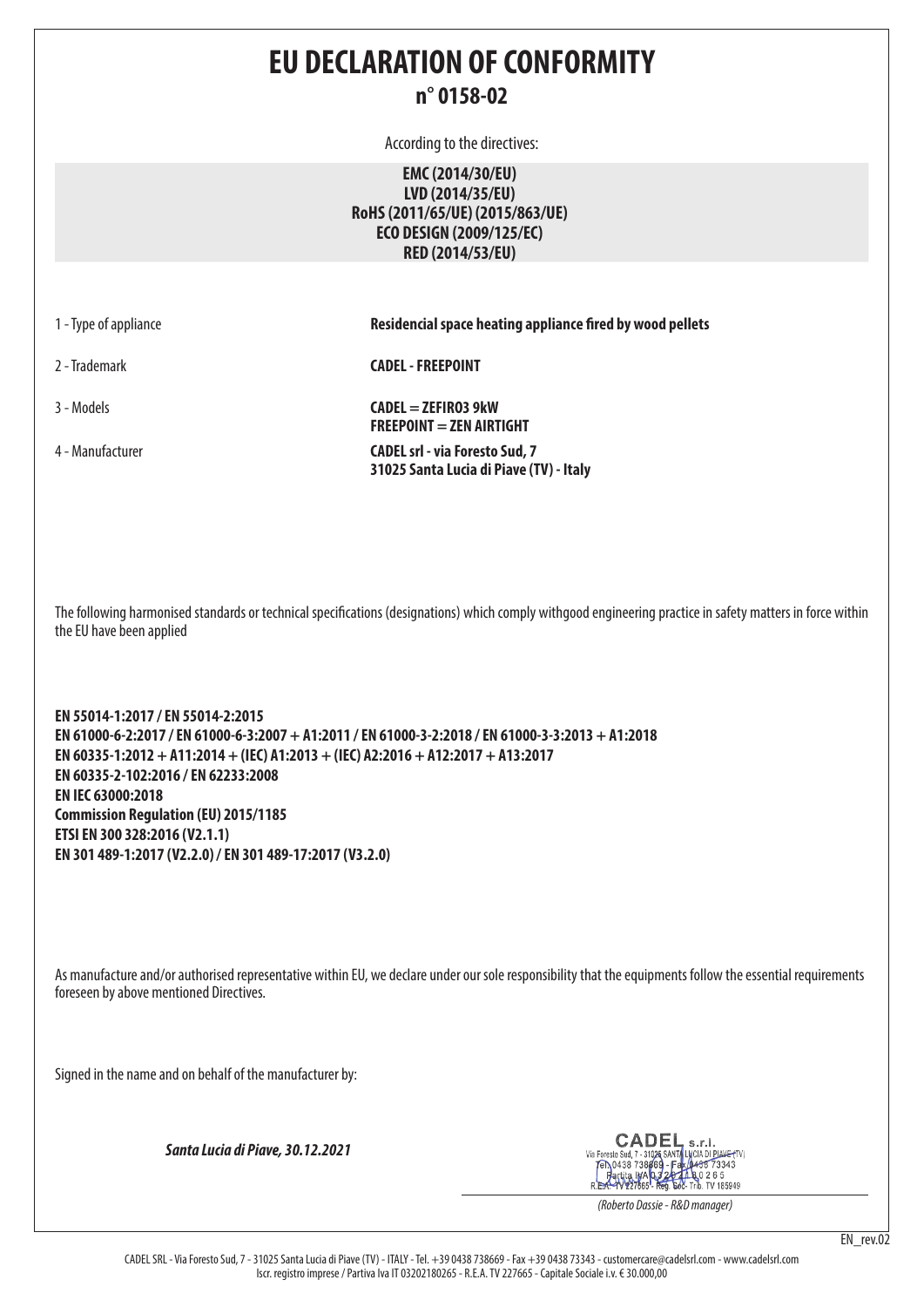# EU DECLARATION OF CONFORMITY

## n° 0158-02

According to the directives:

**EMC (2014/30/EU)**
**LVD (2014/35/EU)**
**RoHS (2011/65/UE) (2015/863/UE)**
**ECO DESIGN (2009/125/EC)**
**RED (2014/53/EU)**

| | |
|---|---|
| 1 - Type of appliance | **Residencial space heating appliance fired by wood pellets** |
| 2 - Trademark | **CADEL - FREEPOINT** |
| 3 - Models | **CADEL = ZEFIRO3 9kW**<br>**FREEPOINT = ZEN AIRTIGHT** |
| 4 - Manufacturer | **CADEL srl - via Foresto Sud, 7**<br>**31025 Santa Lucia di Piave (TV) - Italy** |

The following harmonised standards or technical specifications (designations) which comply withgood engineering practice in safety matters in force within the EU have been applied

**EN 55014-1:2017 / EN 55014-2:2015**
**EN 61000-6-2:2017 / EN 61000-6-3:2007 + A1:2011 / EN 61000-3-2:2018 / EN 61000-3-3:2013 + A1:2018**
**EN 60335-1:2012 + A11:2014 + (IEC) A1:2013 + (IEC) A2:2016 + A12:2017 + A13:2017**
**EN 60335-2-102:2016 / EN 62233:2008**
**EN IEC 63000:2018**
**Commission Regulation (EU) 2015/1185**
**ETSI EN 300 328:2016 (V2.1.1)**
**EN 301 489-1:2017 (V2.2.0) / EN 301 489-17:2017 (V3.2.0)**

As manufacture and/or authorised representative within EU, we declare under our sole responsibility that the equipments follow the essential requirements foreseen by above mentioned Directives.

Signed in the name and on behalf of the manufacturer by:

***Santa Lucia di Piave, 30.12.2021***

CADEL s.r.l.
Via Foresto Sud, 7 - 31025 SANTA LUCIA DI PIAVE (TV)
Tel. 0438 738669 - Fax 0438 73343
Partita IVA 03202180265
R.E.A. TV 227665 - Reg. Soc. Trib. TV 185949

*(Roberto Dassie - R&D manager)*

EN_rev.02

CADEL SRL - Via Foresto Sud, 7 - 31025 Santa Lucia di Piave (TV) - ITALY - Tel. +39 0438 738669 - Fax +39 0438 73343 - customercare@cadelsrl.com - www.cadelsrl.com
Iscr. registro imprese / Partiva Iva IT 03202180265 - R.E.A. TV 227665 - Capitale Sociale i.v. € 30.000,00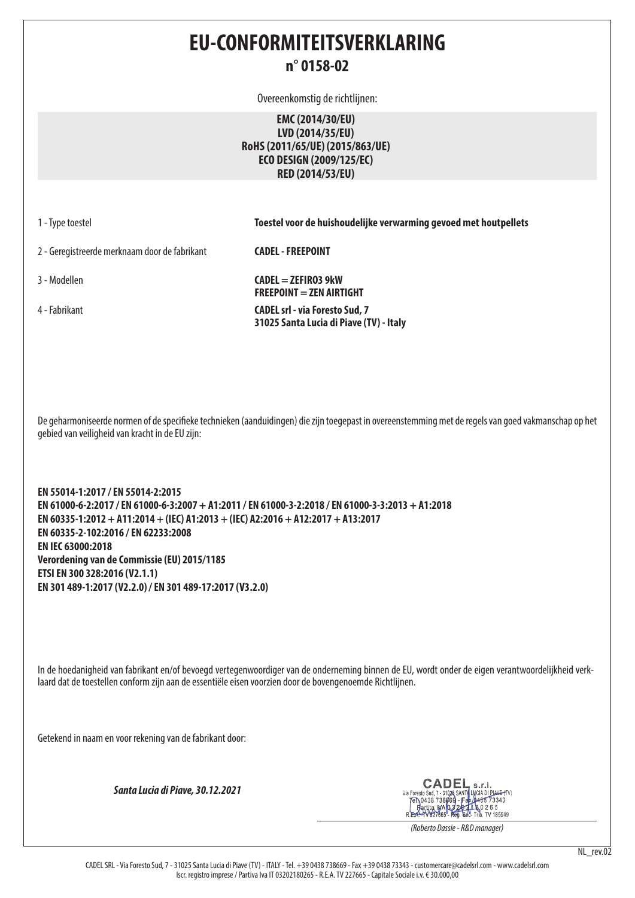# EU-CONFORMITEITSVERKLARING

## n° 0158-02

Overeenkomstig de richtlijnen:

**EMC (2014/30/EU)**
**LVD (2014/35/EU)**
**RoHS (2011/65/UE) (2015/863/UE)**
**ECO DESIGN (2009/125/EC)**
**RED (2014/53/EU)**

| | |
|---|---|
| 1 - Type toestel | **Toestel voor de huishoudelijke verwarming gevoed met houtpellets** |
| 2 - Geregistreerde merknaam door de fabrikant | **CADEL - FREEPOINT** |
| 3 - Modellen | **CADEL = ZEFIRO3 9kW**<br>**FREEPOINT = ZEN AIRTIGHT** |
| 4 - Fabrikant | **CADEL srl - via Foresto Sud, 7**<br>**31025 Santa Lucia di Piave (TV) - Italy** |

De geharmoniseerde normen of de specifieke technieken (aanduidingen) die zijn toegepast in overeenstemming met de regels van goed vakmanschap op het gebied van veiligheid van kracht in de EU zijn:

**EN 55014-1:2017 / EN 55014-2:2015**
**EN 61000-6-2:2017 / EN 61000-6-3:2007 + A1:2011 / EN 61000-3-2:2018 / EN 61000-3-3:2013 + A1:2018**
**EN 60335-1:2012 + A11:2014 + (IEC) A1:2013 + (IEC) A2:2016 + A12:2017 + A13:2017**
**EN 60335-2-102:2016 / EN 62233:2008**
**EN IEC 63000:2018**
**Verordening van de Commissie (EU) 2015/1185**
**ETSI EN 300 328:2016 (V2.1.1)**
**EN 301 489-1:2017 (V2.2.0) / EN 301 489-17:2017 (V3.2.0)**

In de hoedanigheid van fabrikant en/of bevoegd vertegenwoordiger van de onderneming binnen de EU, wordt onder de eigen verantwoordelijkheid verklaard dat de toestellen conform zijn aan de essentiële eisen voorzien door de bovengenoemde Richtlijnen.

Getekend in naam en voor rekening van de fabrikant door:

***Santa Lucia di Piave, 30.12.2021***

CADEL s.r.l.
Via Foresto Sud, 7 - 31025 SANTA LUCIA DI PIAVE (TV)
Tel. 0438 738669 - Fax 0438 73343
Partita IVA 03202180265
R.E.A. TV 227665 - Reg. Soc. Trib. TV 185949

*(Roberto Dassie - R&D manager)*

NL_rev.02

CADEL SRL - Via Foresto Sud, 7 - 31025 Santa Lucia di Piave (TV) - ITALY - Tel. +39 0438 738669 - Fax +39 0438 73343 - customercare@cadelsrl.com - www.cadelsrl.com
Iscr. registro imprese / Partiva Iva IT 03202180265 - R.E.A. TV 227665 - Capitale Sociale i.v. € 30.000,00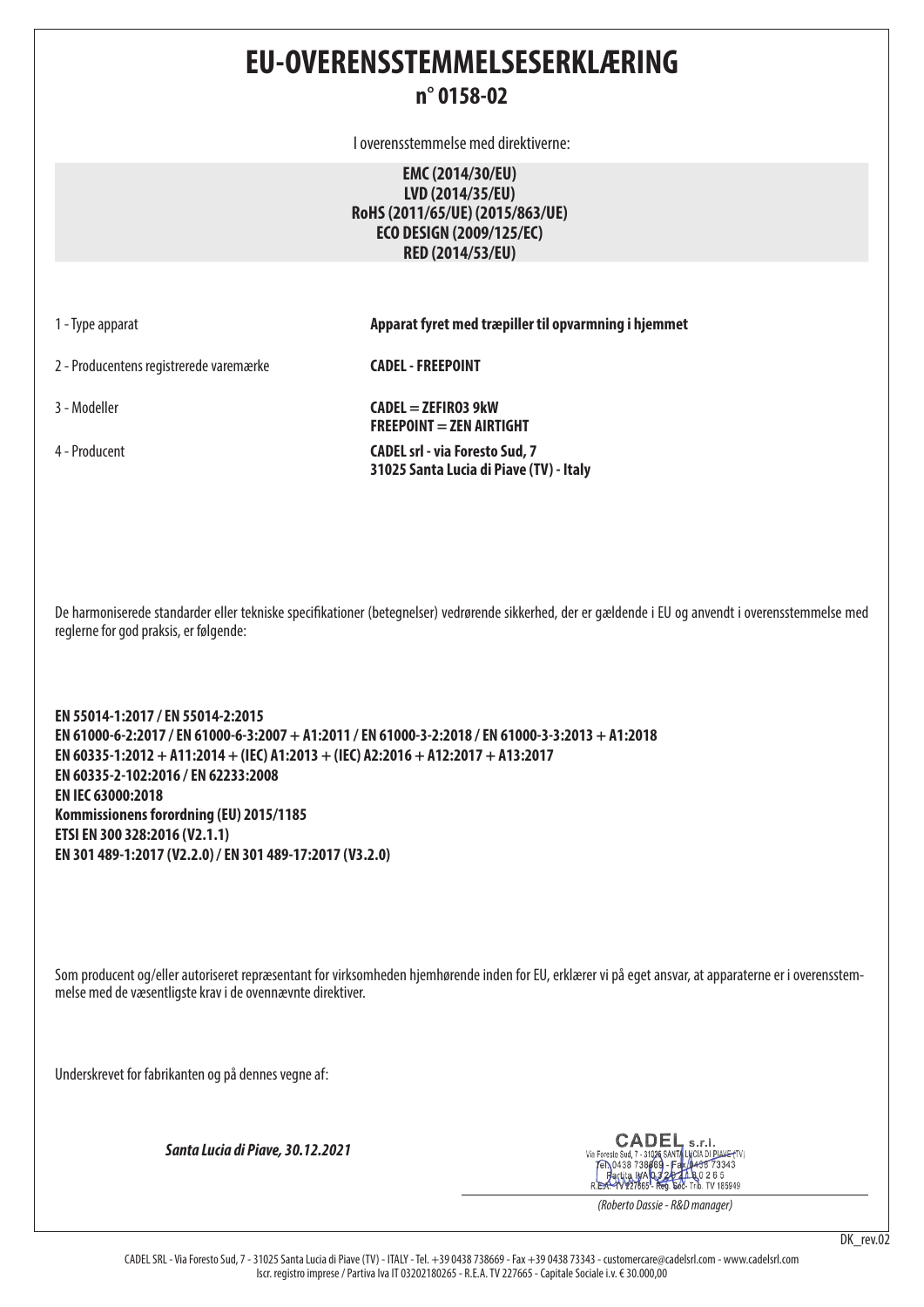# EU-OVERENSSTEMMELSESERKLÆRING

## n° 0158-02

I overensstemmelse med direktiverne:

**EMC (2014/30/EU)**
**LVD (2014/35/EU)**
**RoHS (2011/65/UE) (2015/863/UE)**
**ECO DESIGN (2009/125/EC)**
**RED (2014/53/EU)**

| | |
|---|---|
| 1 - Type apparat | **Apparat fyret med træpiller til opvarmning i hjemmet** |
| 2 - Producentens registrerede varemærke | **CADEL - FREEPOINT** |
| 3 - Modeller | **CADEL = ZEFIRO3 9kW**<br>**FREEPOINT = ZEN AIRTIGHT** |
| 4 - Producent | **CADEL srl - via Foresto Sud, 7**<br>**31025 Santa Lucia di Piave (TV) - Italy** |

De harmoniserede standarder eller tekniske specifikationer (betegnelser) vedrørende sikkerhed, der er gældende i EU og anvendt i overensstemmelse med reglerne for god praksis, er følgende:

**EN 55014-1:2017 / EN 55014-2:2015**
**EN 61000-6-2:2017 / EN 61000-6-3:2007 + A1:2011 / EN 61000-3-2:2018 / EN 61000-3-3:2013 + A1:2018**
**EN 60335-1:2012 + A11:2014 + (IEC) A1:2013 + (IEC) A2:2016 + A12:2017 + A13:2017**
**EN 60335-2-102:2016 / EN 62233:2008**
**EN IEC 63000:2018**
**Kommissionens forordning (EU) 2015/1185**
**ETSI EN 300 328:2016 (V2.1.1)**
**EN 301 489-1:2017 (V2.2.0) / EN 301 489-17:2017 (V3.2.0)**

Som producent og/eller autoriseret repræsentant for virksomheden hjemhørende inden for EU, erklærer vi på eget ansvar, at apparaterne er i overensstemmelse med de væsentligste krav i de ovennævnte direktiver.

Underskrevet for fabrikanten og på dennes vegne af:

***Santa Lucia di Piave, 30.12.2021***

CADEL s.r.l.
Via Foresto Sud, 7 - 31025 SANTA LUCIA DI PIAVE (TV)
Tel. 0438 738669 - Fax 0438 73343
Partita IVA 03202180265
R.E.A. TV 227665 - Reg. Soc. Trib. TV 185949

*(Roberto Dassie - R&D manager)*

DK_rev.02

CADEL SRL - Via Foresto Sud, 7 - 31025 Santa Lucia di Piave (TV) - ITALY - Tel. +39 0438 738669 - Fax +39 0438 73343 - customercare@cadelsrl.com - www.cadelsrl.com
Iscr. registro imprese / Partiva Iva IT 03202180265 - R.E.A. TV 227665 - Capitale Sociale i.v. € 30.000,00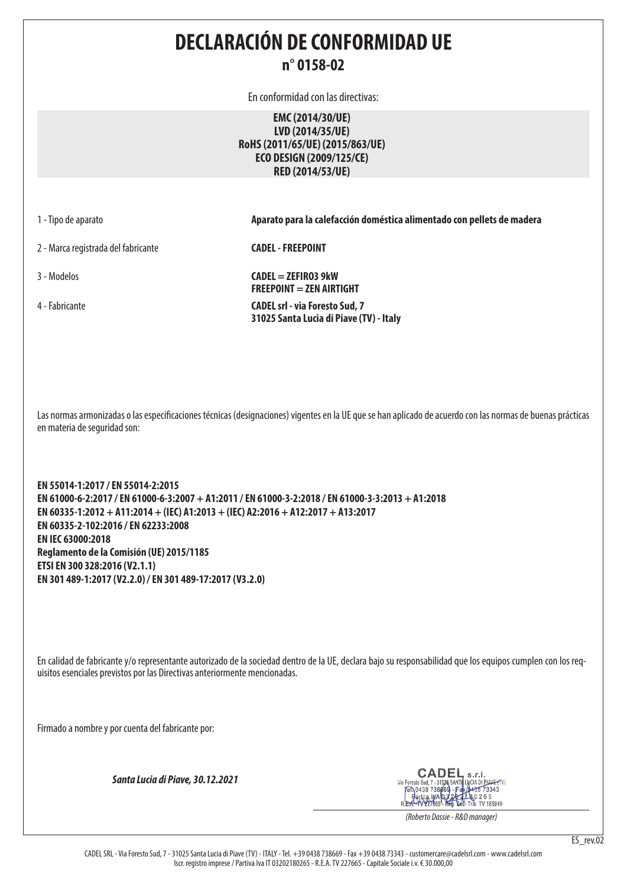# DECLARACIÓN DE CONFORMIDAD UE

## n° 0158-02

En conformidad con las directivas:

**EMC (2014/30/UE)**
**LVD (2014/35/UE)**
**RoHS (2011/65/UE) (2015/863/UE)**
**ECO DESIGN (2009/125/CE)**
**RED (2014/53/UE)**

| | |
|---|---|
| 1 - Tipo de aparato | **Aparato para la calefacción doméstica alimentado con pellets de madera** |
| 2 - Marca registrada del fabricante | **CADEL - FREEPOINT** |
| 3 - Modelos | **CADEL = ZEFIRO3 9kW**<br>**FREEPOINT = ZEN AIRTIGHT** |
| 4 - Fabricante | **CADEL srl - via Foresto Sud, 7**<br>**31025 Santa Lucia di Piave (TV) - Italy** |

Las normas armonizadas o las especificaciones técnicas (designaciones) vigentes en la UE que se han aplicado de acuerdo con las normas de buenas prácticas en materia de seguridad son:

**EN 55014-1:2017 / EN 55014-2:2015**
**EN 61000-6-2:2017 / EN 61000-6-3:2007 + A1:2011 / EN 61000-3-2:2018 / EN 61000-3-3:2013 + A1:2018**
**EN 60335-1:2012 + A11:2014 + (IEC) A1:2013 + (IEC) A2:2016 + A12:2017 + A13:2017**
**EN 60335-2-102:2016 / EN 62233:2008**
**EN IEC 63000:2018**
**Reglamento de la Comisión (UE) 2015/1185**
**ETSI EN 300 328:2016 (V2.1.1)**
**EN 301 489-1:2017 (V2.2.0) / EN 301 489-17:2017 (V3.2.0)**

En calidad de fabricante y/o representante autorizado de la sociedad dentro de la UE, declara bajo su responsabilidad que los equipos cumplen con los requisitos esenciales previstos por las Directivas anteriormente mencionadas.

Firmado a nombre y por cuenta del fabricante por:

***Santa Lucia di Piave, 30.12.2021***

CADEL s.r.l.
Via Foresto Sud, 7 - 31025 SANTA LUCIA DI PIAVE (TV)
Tel. 0438 738669 - Fax 0438 73343
Partita IVA 03202180265
R.E.A. TV 227665 - Reg. Soc. Trib. TV 185949

*(Roberto Dassie - R&D manager)*

ES_rev.02

CADEL SRL - Via Foresto Sud, 7 - 31025 Santa Lucia di Piave (TV) - ITALY - Tel. +39 0438 738669 - Fax +39 0438 73343 - customercare@cadelsrl.com - www.cadelsrl.com
Iscr. registro imprese / Partiva Iva IT 03202180265 - R.E.A. TV 227665 - Capitale Sociale i.v. € 30.000,00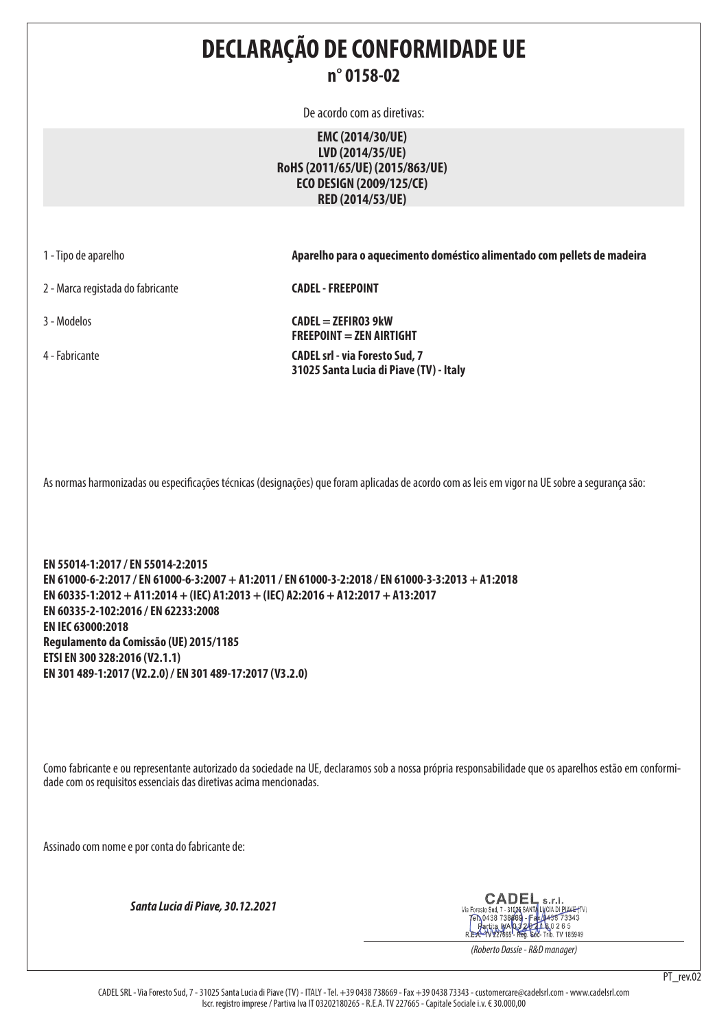# DECLARAÇÃO DE CONFORMIDADE UE

## n° 0158-02

De acordo com as diretivas:

**EMC (2014/30/UE)**
**LVD (2014/35/UE)**
**RoHS (2011/65/UE) (2015/863/UE)**
**ECO DESIGN (2009/125/CE)**
**RED (2014/53/UE)**

| | |
|---|---|
| 1 - Tipo de aparelho | **Aparelho para o aquecimento doméstico alimentado com pellets de madeira** |
| 2 - Marca registada do fabricante | **CADEL - FREEPOINT** |
| 3 - Modelos | **CADEL = ZEFIRO3 9kW**<br>**FREEPOINT = ZEN AIRTIGHT** |
| 4 - Fabricante | **CADEL srl - via Foresto Sud, 7**<br>**31025 Santa Lucia di Piave (TV) - Italy** |

As normas harmonizadas ou especificações técnicas (designações) que foram aplicadas de acordo com as leis em vigor na UE sobre a segurança são:

**EN 55014-1:2017 / EN 55014-2:2015**
**EN 61000-6-2:2017 / EN 61000-6-3:2007 + A1:2011 / EN 61000-3-2:2018 / EN 61000-3-3:2013 + A1:2018**
**EN 60335-1:2012 + A11:2014 + (IEC) A1:2013 + (IEC) A2:2016 + A12:2017 + A13:2017**
**EN 60335-2-102:2016 / EN 62233:2008**
**EN IEC 63000:2018**
**Regulamento da Comissão (UE) 2015/1185**
**ETSI EN 300 328:2016 (V2.1.1)**
**EN 301 489-1:2017 (V2.2.0) / EN 301 489-17:2017 (V3.2.0)**

Como fabricante e ou representante autorizado da sociedade na UE, declaramos sob a nossa própria responsabilidade que os aparelhos estão em conformidade com os requisitos essenciais das diretivas acima mencionadas.

Assinado com nome e por conta do fabricante de:

***Santa Lucia di Piave, 30.12.2021***

CADEL s.r.l.
Via Foresto Sud, 7 - 31025 SANTA LUCIA DI PIAVE (TV)
Tel. 0438 738669 - Fax 0438 73343
Partita IVA 03202180265
R.E.A. TV 227665 - Reg. Soc. Trib. TV 185949

*(Roberto Dassie - R&D manager)*

CADEL SRL - Via Foresto Sud, 7 - 31025 Santa Lucia di Piave (TV) - ITALY - Tel. +39 0438 738669 - Fax +39 0438 73343 - customercare@cadelsrl.com - www.cadelsrl.com
Iscr. registro imprese / Partiva Iva IT 03202180265 - R.E.A. TV 227665 - Capitale Sociale i.v. € 30.000,00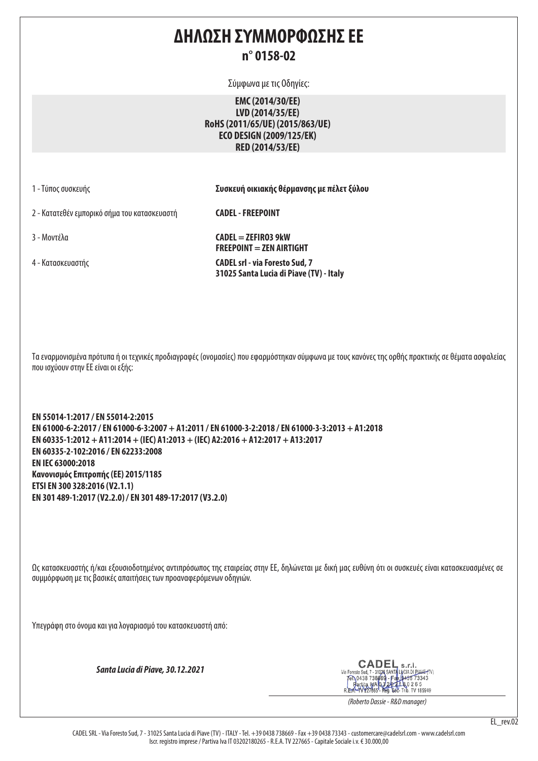# ΔΗΛΩΣΗ ΣΥΜΜΟΡΦΩΣΗΣ ΕΕ

## n° 0158-02

Σύμφωνα με τις Οδηγίες:

**EMC (2014/30/ΕΕ)**
**LVD (2014/35/ΕΕ)**
**RoHS (2011/65/UE) (2015/863/UE)**
**ECO DESIGN (2009/125/ΕΚ)**
**RED (2014/53/ΕΕ)**

| | |
|---|---|
| 1 - Τύπος συσκευής | **Συσκευή οικιακής θέρμανσης με πέλετ ξύλου** |
| 2 - Κατατεθέν εμπορικό σήμα του κατασκευαστή | **CADEL - FREEPOINT** |
| 3 - Μοντέλα | **CADEL = ZEFIRO3 9kW**<br>**FREEPOINT = ZEN AIRTIGHT** |
| 4 - Κατασκευαστής | **CADEL srl - via Foresto Sud, 7**<br>**31025 Santa Lucia di Piave (TV) - Italy** |

Τα εναρμονισμένα πρότυπα ή οι τεχνικές προδιαγραφές (ονομασίες) που εφαρμόστηκαν σύμφωνα με τους κανόνες της ορθής πρακτικής σε θέματα ασφαλείας που ισχύουν στην ΕΕ είναι οι εξής:

**EN 55014-1:2017 / EN 55014-2:2015**
**EN 61000-6-2:2017 / EN 61000-6-3:2007 + A1:2011 / EN 61000-3-2:2018 / EN 61000-3-3:2013 + A1:2018**
**EN 60335-1:2012 + A11:2014 + (IEC) A1:2013 + (IEC) A2:2016 + A12:2017 + A13:2017**
**EN 60335-2-102:2016 / EN 62233:2008**
**EN IEC 63000:2018**
**Κανονισμός Επιτροπής (ΕΕ) 2015/1185**
**ETSI EN 300 328:2016 (V2.1.1)**
**EN 301 489-1:2017 (V2.2.0) / EN 301 489-17:2017 (V3.2.0)**

Ως κατασκευαστής ή/και εξουσιοδοτημένος αντιπρόσωπος της εταιρείας στην ΕΕ, δηλώνεται με δική μας ευθύνη ότι οι συσκευές είναι κατασκευασμένες σε συμμόρφωση με τις βασικές απαιτήσεις των προαναφερόμενων οδηγιών.

Υπεγράφη στο όνομα και για λογαριασμό του κατασκευαστή από:

***Santa Lucia di Piave, 30.12.2021***

CADEL s.r.l.
Via Foresto Sud, 7 - 31025 SANTA LUCIA DI PIAVE (TV)
Tel. 0438 738669 - Fax 0438 73343
Partita IVA 03202180265
R.E.A. TV 227665 - Reg. Soc. Trib. TV 185949

*(Roberto Dassie - R&D manager)*

EL_rev.02

CADEL SRL - Via Foresto Sud, 7 - 31025 Santa Lucia di Piave (TV) - ITALY - Tel. +39 0438 738669 - Fax +39 0438 73343 - customercare@cadelsrl.com - www.cadelsrl.com
Iscr. registro imprese / Partiva Iva IT 03202180265 - R.E.A. TV 227665 - Capitale Sociale i.v. € 30.000,00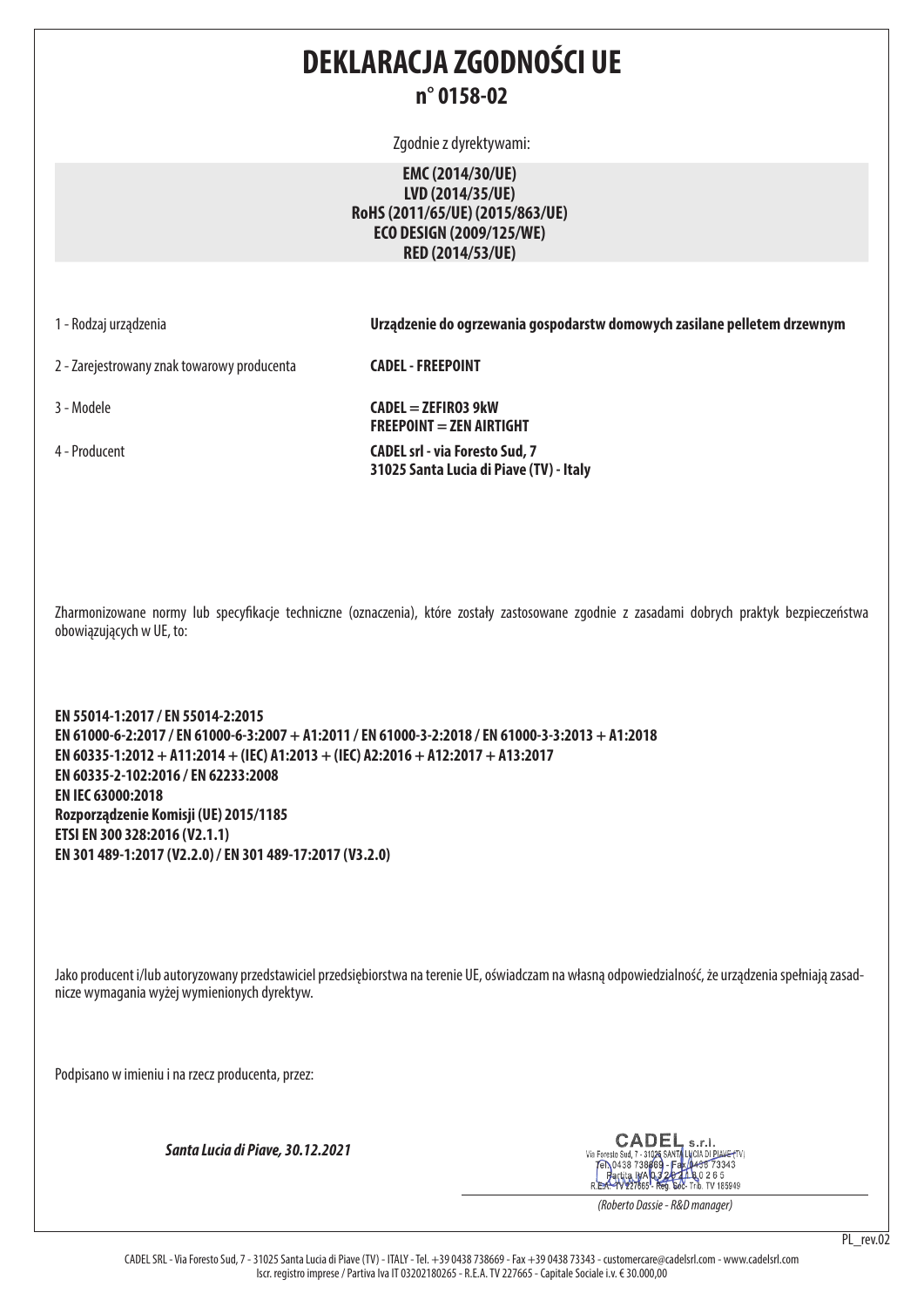# DEKLARACJA ZGODNOŚCI UE

## n° 0158-02

Zgodnie z dyrektywami:

**EMC (2014/30/UE)**
**LVD (2014/35/UE)**
**RoHS (2011/65/UE) (2015/863/UE)**
**ECO DESIGN (2009/125/WE)**
**RED (2014/53/UE)**

| | |
|---|---|
| 1 - Rodzaj urządzenia | **Urządzenie do ogrzewania gospodarstw domowych zasilane pelletem drzewnym** |
| 2 - Zarejestrowany znak towarowy producenta | **CADEL - FREEPOINT** |
| 3 - Modele | **CADEL = ZEFIRO3 9kW**<br>**FREEPOINT = ZEN AIRTIGHT** |
| 4 - Producent | **CADEL srl - via Foresto Sud, 7**<br>**31025 Santa Lucia di Piave (TV) - Italy** |

Zharmonizowane normy lub specyfikacje techniczne (oznaczenia), które zostały zastosowane zgodnie z zasadami dobrych praktyk bezpieczeństwa obowiązujących w UE, to:

**EN 55014-1:2017 / EN 55014-2:2015**
**EN 61000-6-2:2017 / EN 61000-6-3:2007 + A1:2011 / EN 61000-3-2:2018 / EN 61000-3-3:2013 + A1:2018**
**EN 60335-1:2012 + A11:2014 + (IEC) A1:2013 + (IEC) A2:2016 + A12:2017 + A13:2017**
**EN 60335-2-102:2016 / EN 62233:2008**
**EN IEC 63000:2018**
**Rozporządzenie Komisji (UE) 2015/1185**
**ETSI EN 300 328:2016 (V2.1.1)**
**EN 301 489-1:2017 (V2.2.0) / EN 301 489-17:2017 (V3.2.0)**

Jako producent i/lub autoryzowany przedstawiciel przedsiębiorstwa na terenie UE, oświadczam na własną odpowiedzialność, że urządzenia spełniają zasadnicze wymagania wyżej wymienionych dyrektyw.

Podpisano w imieniu i na rzecz producenta, przez:

***Santa Lucia di Piave, 30.12.2021***

CADEL s.r.l.
Via Foresto Sud, 7 - 31025 SANTA LUCIA DI PIAVE (TV)
Tel. 0438 738669 - Fax 0438 73343
Partita IVA 03202180265
R.E.A. TV 227665 - Reg. Soc. Trib. TV 185949

*(Roberto Dassie - R&D manager)*

PL_rev.02

CADEL SRL - Via Foresto Sud, 7 - 31025 Santa Lucia di Piave (TV) - ITALY - Tel. +39 0438 738669 - Fax +39 0438 73343 - customercare@cadelsrl.com - www.cadelsrl.com
Iscr. registro imprese / Partiva Iva IT 03202180265 - R.E.A. TV 227665 - Capitale Sociale i.v. € 30.000,00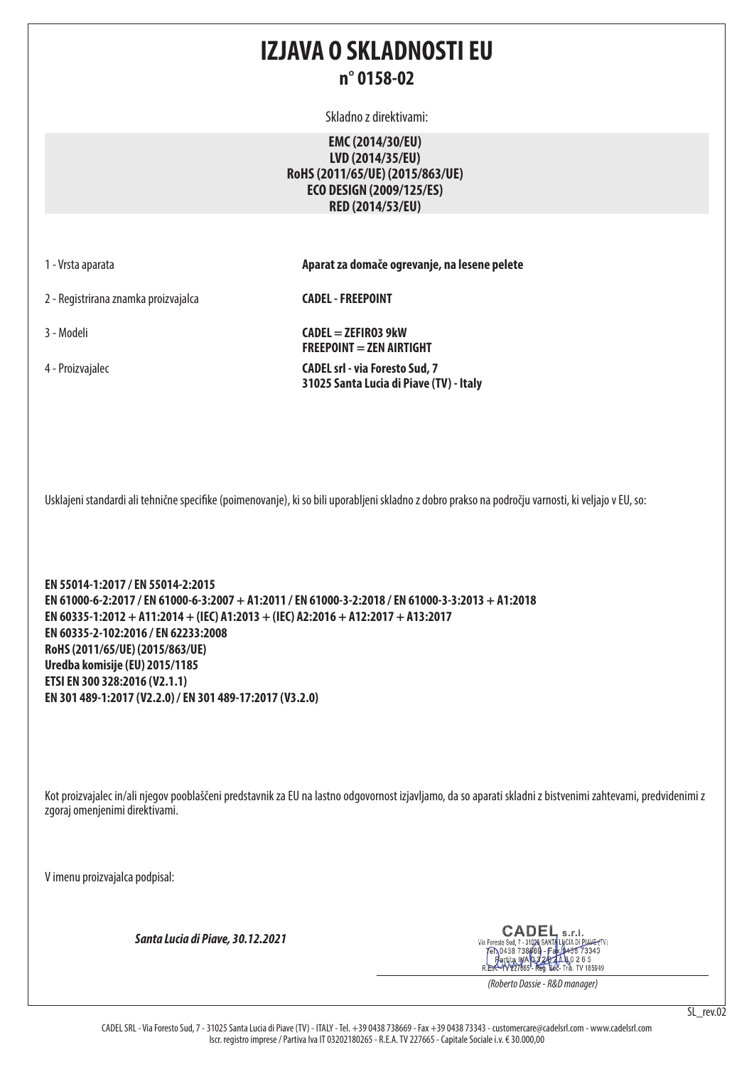# IZJAVA O SKLADNOSTI EU

## n° 0158-02

Skladno z direktivami:

**EMC (2014/30/EU)**
**LVD (2014/35/EU)**
**RoHS (2011/65/UE) (2015/863/UE)**
**ECO DESIGN (2009/125/ES)**
**RED (2014/53/EU)**

| | |
|---|---|
| 1 - Vrsta aparata | **Aparat za domače ogrevanje, na lesene pelete** |
| 2 - Registrirana znamka proizvajalca | **CADEL - FREEPOINT** |
| 3 - Modeli | **CADEL = ZEFIRO3 9kW**<br>**FREEPOINT = ZEN AIRTIGHT** |
| 4 - Proizvajalec | **CADEL srl - via Foresto Sud, 7**<br>**31025 Santa Lucia di Piave (TV) - Italy** |

Usklajeni standardi ali tehnične specifike (poimenovanje), ki so bili uporabljeni skladno z dobro prakso na področju varnosti, ki veljajo v EU, so:

**EN 55014-1:2017 / EN 55014-2:2015**
**EN 61000-6-2:2017 / EN 61000-6-3:2007 + A1:2011 / EN 61000-3-2:2018 / EN 61000-3-3:2013 + A1:2018**
**EN 60335-1:2012 + A11:2014 + (IEC) A1:2013 + (IEC) A2:2016 + A12:2017 + A13:2017**
**EN 60335-2-102:2016 / EN 62233:2008**
**RoHS (2011/65/UE) (2015/863/UE)**
**Uredba komisije (EU) 2015/1185**
**ETSI EN 300 328:2016 (V2.1.1)**
**EN 301 489-1:2017 (V2.2.0) / EN 301 489-17:2017 (V3.2.0)**

Kot proizvajalec in/ali njegov pooblaščeni predstavnik za EU na lastno odgovornost izjavljamo, da so aparati skladni z bistvenimi zahtevami, predvidenimi z zgoraj omenjenimi direktivami.

V imenu proizvajalca podpisal:

***Santa Lucia di Piave, 30.12.2021***

CADEL s.r.l.
Via Foresto Sud, 7 - 31025 SANTA LUCIA DI PIAVE (TV)
Tel. 0438 738669 - Fax 0438 73343
Partita IVA 03202180265
R.E.A. TV 227665 - Reg. Soc. Trib. TV 185949

*(Roberto Dassie - R&D manager)*

SL_rev.02

CADEL SRL - Via Foresto Sud, 7 - 31025 Santa Lucia di Piave (TV) - ITALY - Tel. +39 0438 738669 - Fax +39 0438 73343 - customercare@cadelsrl.com - www.cadelsrl.com
Iscr. registro imprese / Partiva Iva IT 03202180265 - R.E.A. TV 227665 - Capitale Sociale i.v. € 30.000,00